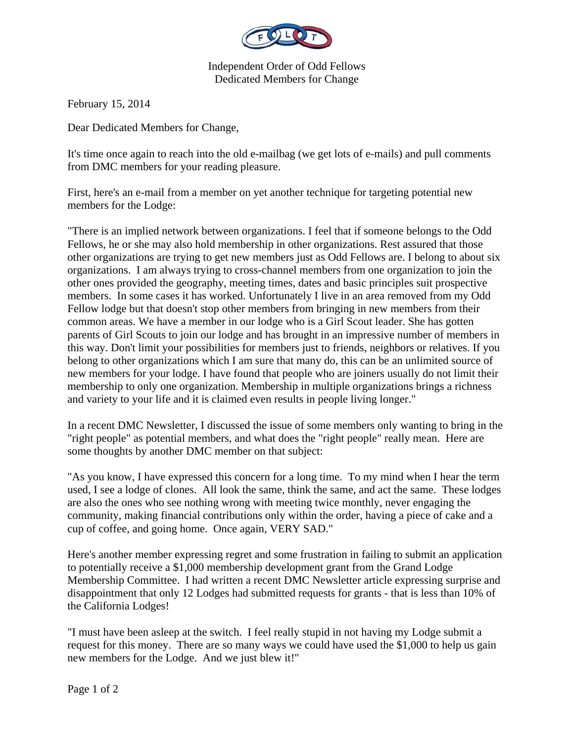Independent Order of Odd Fellows
Dedicated Members for Change

February 15, 2014

Dear Dedicated Members for Change,

It's time once again to reach into the old e-mailbag (we get lots of e-mails) and pull comments from DMC members for your reading pleasure.

First, here's an e-mail from a member on yet another technique for targeting potential new members for the Lodge:

"There is an implied network between organizations. I feel that if someone belongs to the Odd Fellows, he or she may also hold membership in other organizations. Rest assured that those other organizations are trying to get new members just as Odd Fellows are. I belong to about six organizations. I am always trying to cross-channel members from one organization to join the other ones provided the geography, meeting times, dates and basic principles suit prospective members. In some cases it has worked. Unfortunately I live in an area removed from my Odd Fellow lodge but that doesn't stop other members from bringing in new members from their common areas. We have a member in our lodge who is a Girl Scout leader. She has gotten parents of Girl Scouts to join our lodge and has brought in an impressive number of members in this way. Don't limit your possibilities for members just to friends, neighbors or relatives. If you belong to other organizations which I am sure that many do, this can be an unlimited source of new members for your lodge. I have found that people who are joiners usually do not limit their membership to only one organization. Membership in multiple organizations brings a richness and variety to your life and it is claimed even results in people living longer."

In a recent DMC Newsletter, I discussed the issue of some members only wanting to bring in the "right people" as potential members, and what does the "right people" really mean. Here are some thoughts by another DMC member on that subject:

"As you know, I have expressed this concern for a long time. To my mind when I hear the term used, I see a lodge of clones. All look the same, think the same, and act the same. These lodges are also the ones who see nothing wrong with meeting twice monthly, never engaging the community, making financial contributions only within the order, having a piece of cake and a cup of coffee, and going home. Once again, VERY SAD."

Here's another member expressing regret and some frustration in failing to submit an application to potentially receive a $1,000 membership development grant from the Grand Lodge Membership Committee. I had written a recent DMC Newsletter article expressing surprise and disappointment that only 12 Lodges had submitted requests for grants - that is less than 10% of the California Lodges!

"I must have been asleep at the switch. I feel really stupid in not having my Lodge submit a request for this money. There are so many ways we could have used the $1,000 to help us gain new members for the Lodge. And we just blew it!"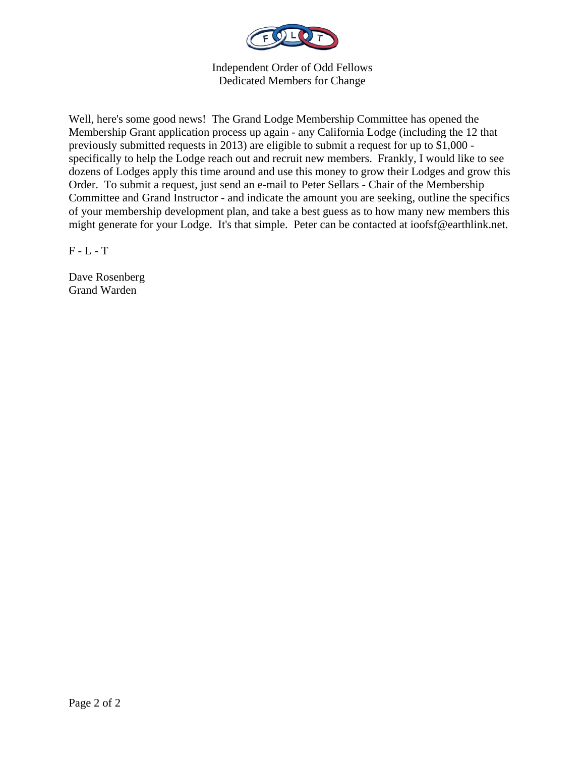Independent Order of Odd Fellows
Dedicated Members for Change

Well, here's some good news! The Grand Lodge Membership Committee has opened the Membership Grant application process up again - any California Lodge (including the 12 that previously submitted requests in 2013) are eligible to submit a request for up to $1,000 - specifically to help the Lodge reach out and recruit new members. Frankly, I would like to see dozens of Lodges apply this time around and use this money to grow their Lodges and grow this Order. To submit a request, just send an e-mail to Peter Sellars - Chair of the Membership Committee and Grand Instructor - and indicate the amount you are seeking, outline the specifics of your membership development plan, and take a best guess as to how many new members this might generate for your Lodge. It's that simple. Peter can be contacted at ioofsf@earthlink.net.

F - L - T

Dave Rosenberg
Grand Warden